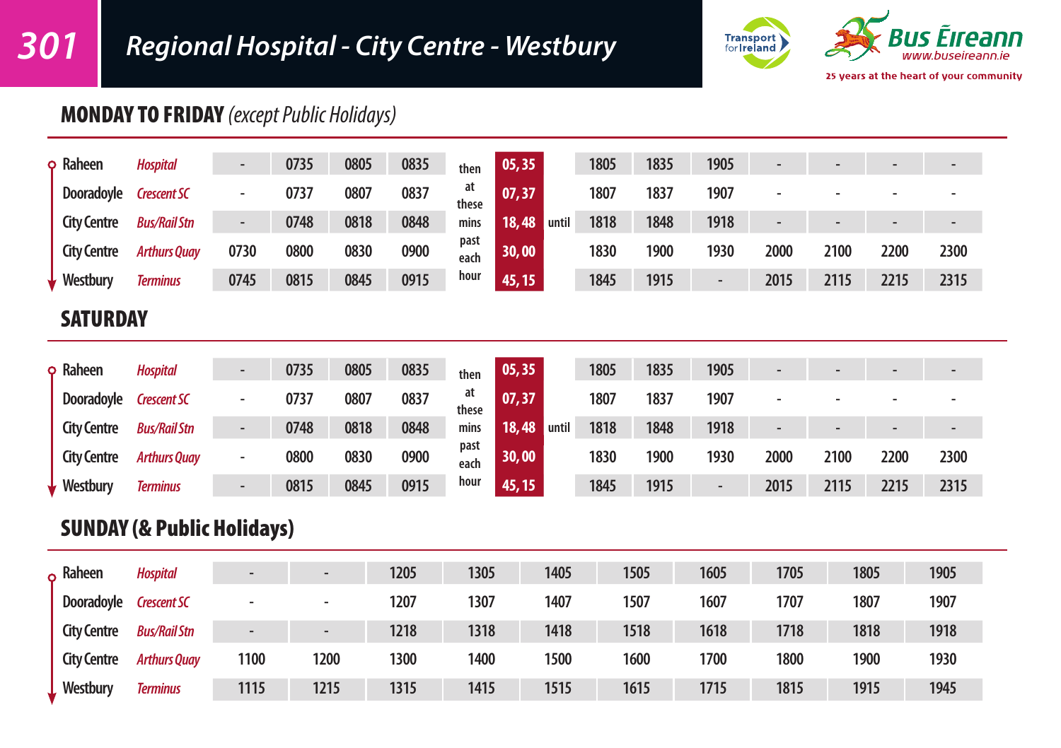# 301 Regional Hospital - City Centre - Westbury

Transport for Ireland

Bus Éireann
www.buseireann.ie
25 years at the heart of your community

## MONDAY TO FRIDAY *(except Public Holidays)*

| | | | | | | | | | | | | | | | | |
|---|---|---|---|---|---|---|---|---|---|---|---|---|---|---|---|---|
| Raheen | *Hospital* | - | 0735 | 0805 | 0835 | then at these mins past each hour | 05, 35 | until | 1805 | 1835 | 1905 | - | - | - | - |
| Dooradoyle | *Crescent SC* | - | 0737 | 0807 | 0837 | | 07, 37 | | 1807 | 1837 | 1907 | - | - | - | - |
| City Centre | *Bus/Rail Stn* | - | 0748 | 0818 | 0848 | | 18, 48 | | 1818 | 1848 | 1918 | - | - | - | - |
| City Centre | *Arthurs Quay* | 0730 | 0800 | 0830 | 0900 | | 30, 00 | | 1830 | 1900 | 1930 | 2000 | 2100 | 2200 | 2300 |
| Westbury | *Terminus* | 0745 | 0815 | 0845 | 0915 | | 45, 15 | | 1845 | 1915 | - | 2015 | 2115 | 2215 | 2315 |

## SATURDAY

| | | | | | | | | | | | | | | | | |
|---|---|---|---|---|---|---|---|---|---|---|---|---|---|---|---|---|
| Raheen | *Hospital* | - | 0735 | 0805 | 0835 | then at these mins past each hour | 05, 35 | until | 1805 | 1835 | 1905 | - | - | - | - |
| Dooradoyle | *Crescent SC* | - | 0737 | 0807 | 0837 | | 07, 37 | | 1807 | 1837 | 1907 | - | - | - | - |
| City Centre | *Bus/Rail Stn* | - | 0748 | 0818 | 0848 | | 18, 48 | | 1818 | 1848 | 1918 | - | - | - | - |
| City Centre | *Arthurs Quay* | - | 0800 | 0830 | 0900 | | 30, 00 | | 1830 | 1900 | 1930 | 2000 | 2100 | 2200 | 2300 |
| Westbury | *Terminus* | - | 0815 | 0845 | 0915 | | 45, 15 | | 1845 | 1915 | - | 2015 | 2115 | 2215 | 2315 |

## SUNDAY (& Public Holidays)

| | | | | | | | | | | | |
|---|---|---|---|---|---|---|---|---|---|---|---|
| Raheen | *Hospital* | - | - | 1205 | 1305 | 1405 | 1505 | 1605 | 1705 | 1805 | 1905 |
| Dooradoyle | *Crescent SC* | - | - | 1207 | 1307 | 1407 | 1507 | 1607 | 1707 | 1807 | 1907 |
| City Centre | *Bus/Rail Stn* | - | - | 1218 | 1318 | 1418 | 1518 | 1618 | 1718 | 1818 | 1918 |
| City Centre | *Arthurs Quay* | 1100 | 1200 | 1300 | 1400 | 1500 | 1600 | 1700 | 1800 | 1900 | 1930 |
| Westbury | *Terminus* | 1115 | 1215 | 1315 | 1415 | 1515 | 1615 | 1715 | 1815 | 1915 | 1945 |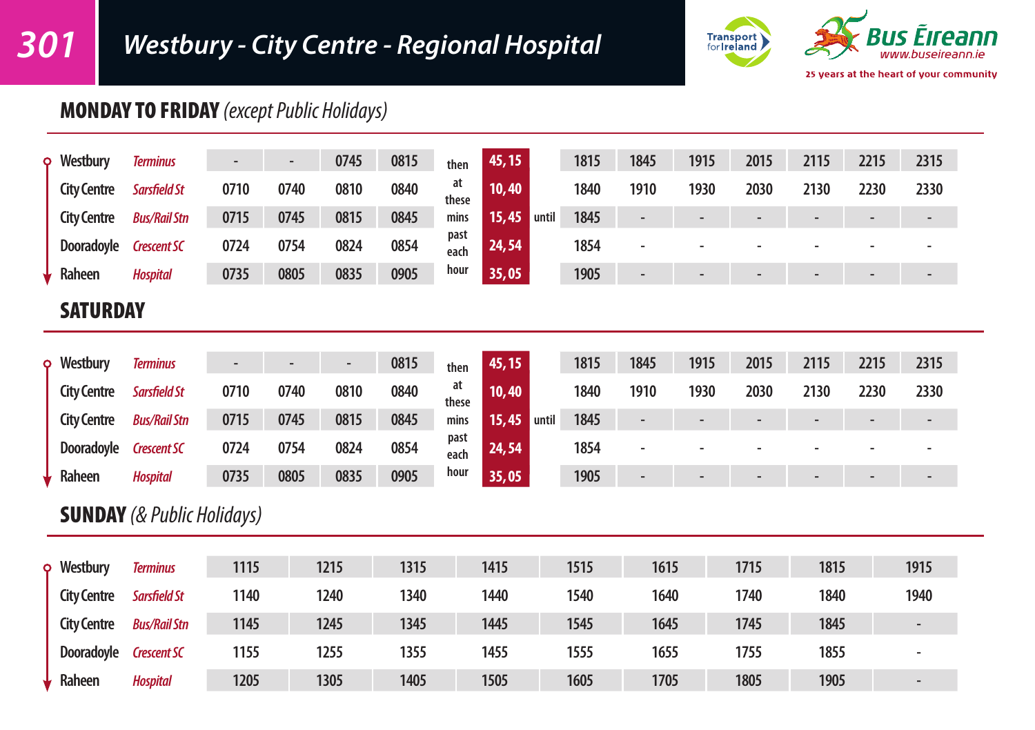# 301 Westbury - City Centre - Regional Hospital

Transport for Ireland

Bus Éireann www.buseireann.ie

25 years at the heart of your community

## MONDAY TO FRIDAY *(except Public Holidays)*

| | | | | | | | | | | | | | | | | |
|---|---|---|---|---|---|---|---|---|---|---|---|---|---|---|---|---|
| Westbury | *Terminus* | - | - | 0745 | 0815 | then at these mins past each hour | 45, 15 | until | 1815 | 1845 | 1915 | 2015 | 2115 | 2215 | 2315 |
| City Centre | *Sarsfield St* | 0710 | 0740 | 0810 | 0840 | | 10, 40 | | 1840 | 1910 | 1930 | 2030 | 2130 | 2230 | 2330 |
| City Centre | *Bus/Rail Stn* | 0715 | 0745 | 0815 | 0845 | | 15, 45 | | 1845 | - | - | - | - | - | - |
| Dooradoyle | *Crescent SC* | 0724 | 0754 | 0824 | 0854 | | 24, 54 | | 1854 | - | - | - | - | - | - |
| Raheen | *Hospital* | 0735 | 0805 | 0835 | 0905 | | 35, 05 | | 1905 | - | - | - | - | - | - |

## SATURDAY

| | | | | | | | | | | | | | | | | |
|---|---|---|---|---|---|---|---|---|---|---|---|---|---|---|---|---|
| Westbury | *Terminus* | - | - | - | 0815 | then at these mins past each hour | 45, 15 | until | 1815 | 1845 | 1915 | 2015 | 2115 | 2215 | 2315 |
| City Centre | *Sarsfield St* | 0710 | 0740 | 0810 | 0840 | | 10, 40 | | 1840 | 1910 | 1930 | 2030 | 2130 | 2230 | 2330 |
| City Centre | *Bus/Rail Stn* | 0715 | 0745 | 0815 | 0845 | | 15, 45 | | 1845 | - | - | - | - | - | - |
| Dooradoyle | *Crescent SC* | 0724 | 0754 | 0824 | 0854 | | 24, 54 | | 1854 | - | - | - | - | - | - |
| Raheen | *Hospital* | 0735 | 0805 | 0835 | 0905 | | 35, 05 | | 1905 | - | - | - | - | - | - |

## SUNDAY *(& Public Holidays)*

| | | | | | | | | | | |
|---|---|---|---|---|---|---|---|---|---|---|
| Westbury | *Terminus* | 1115 | 1215 | 1315 | 1415 | 1515 | 1615 | 1715 | 1815 | 1915 |
| City Centre | *Sarsfield St* | 1140 | 1240 | 1340 | 1440 | 1540 | 1640 | 1740 | 1840 | 1940 |
| City Centre | *Bus/Rail Stn* | 1145 | 1245 | 1345 | 1445 | 1545 | 1645 | 1745 | 1845 | - |
| Dooradoyle | *Crescent SC* | 1155 | 1255 | 1355 | 1455 | 1555 | 1655 | 1755 | 1855 | - |
| Raheen | *Hospital* | 1205 | 1305 | 1405 | 1505 | 1605 | 1705 | 1805 | 1905 | - |